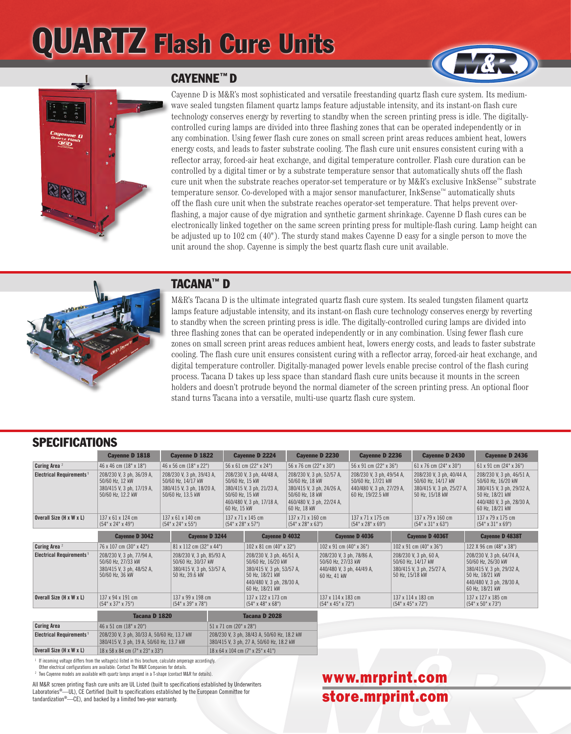# QUARTZ Flash Cure Units

## CAYENNE™ D

Cayenne D is M&R's most sophisticated and versatile freestanding quartz flash cure system. Its medium-wave sealed tungsten filament quartz lamps feature adjustable intensity, and its instant-on flash cure technology conserves energy by reverting to standby when the screen printing press is idle. The digitally-controlled curing lamps are divided into three flashing zones that can be operated independently or in any combination. Using fewer flash cure zones on small screen print areas reduces ambient heat, lowers energy costs, and leads to faster substrate cooling. The flash cure unit ensures consistent curing with a reflector array, forced-air heat exchange, and digital temperature controller. Flash cure duration can be controlled by a digital timer or by a substrate temperature sensor that automatically shuts off the flash cure unit when the substrate reaches operator-set temperature or by M&R's exclusive InkSense™ substrate temperature sensor. Co-developed with a major sensor manufacturer, InkSense™ automatically shuts off the flash cure unit when the substrate reaches operator-set temperature. That helps prevent over-flashing, a major cause of dye migration and synthetic garment shrinkage. Cayenne D flash cures can be electronically linked together on the same screen printing press for multiple-flash curing. Lamp height can be adjusted up to 102 cm (40"). The sturdy stand makes Cayenne D easy for a single person to move the unit around the shop. Cayenne is simply the best quartz flash cure unit available.

## TACANA™ D

M&R's Tacana D is the ultimate integrated quartz flash cure system. Its sealed tungsten filament quartz lamps feature adjustable intensity, and its instant-on flash cure technology conserves energy by reverting to standby when the screen printing press is idle. The digitally-controlled curing lamps are divided into three flashing zones that can be operated independently or in any combination. Using fewer flash cure zones on small screen print areas reduces ambient heat, lowers energy costs, and leads to faster substrate cooling. The flash cure unit ensures consistent curing with a reflector array, forced-air heat exchange, and digital temperature controller. Digitally-managed power levels enable precise control of the flash curing process. Tacana D takes up less space than standard flash cure units because it mounts in the screen holders and doesn't protrude beyond the normal diameter of the screen printing press. An optional floor stand turns Tacana into a versatile, multi-use quartz flash cure system.

## SPECIFICATIONS

| | Cayenne D 1818 | Cayenne D 1822 | Cayenne D 2224 | Cayenne D 2230 | Cayenne D 2236 | Cayenne D 2430 | Cayenne D 2436 |
|---|---|---|---|---|---|---|---|
| Curing Area [2] | 46 x 46 cm (18" x 18") | 46 x 56 cm (18" x 22") | 56 x 61 cm (22" x 24") | 56 x 76 cm (22" x 30") | 56 x 91 cm (22" x 36") | 61 x 76 cm (24" x 30") | 61 x 91 cm (24" x 36") |
| Electrical Requirements [1] | 208/230 V, 3 ph, 36/39 A, 50/60 Hz, 12 kW<br>380/415 V, 3 ph, 17/19 A, 50/60 Hz, 12.2 kW | 208/230 V, 3 ph, 39/43 A, 50/60 Hz, 14/17 kW<br>380/415 V, 3 ph, 18/20 A, 50/60 Hz, 13.5 kW | 208/230 V, 3 ph, 44/48 A, 50/60 Hz, 15 kW<br>380/415 V, 3 ph, 21/23 A, 50/60 Hz, 15 kW<br>460/480 V, 3 ph, 17/18 A, 60 Hz, 15 kW | 208/230 V, 3 ph, 52/57 A, 50/60 Hz, 18 kW<br>380/415 V, 3 ph, 24/26 A, 50/60 Hz, 18 kW<br>460/480 V, 3 ph, 22/24 A, 60 Hz, 18 kW | 208/230 V, 3 ph, 49/54 A, 50/60 Hz, 17/21 kW<br>440/480 V, 3 ph, 27/29 A, 60 Hz, 19/22.5 kW | 208/230 V, 3 ph, 40/44 A, 50/60 Hz, 14/17 kW<br>380/415 V, 3 ph, 25/27 A, 50 Hz, 15/18 kW | 208/230 V, 3 ph, 46/51 A, 50/60 Hz, 16/20 kW<br>380/415 V, 3 ph, 29/32 A, 50 Hz, 18/21 kW<br>440/480 V, 3 ph, 28/30 A, 60 Hz, 18/21 kW |
| Overall Size (H x W x L) | 137 x 61 x 124 cm (54" x 24" x 49") | 137 x 61 x 140 cm (54" x 24" x 55") | 137 x 71 x 145 cm (54" x 28" x 57") | 137 x 71 x 160 cm (54" x 28" x 63") | 137 x 71 x 175 cm (54" x 28" x 69") | 137 x 79 x 160 cm (54" x 31" x 63") | 137 x 79 x 175 cm (54" x 31" x 69") |

| | Cayenne D 3042 | Cayenne D 3244 | Cayenne D 4032 | Cayenne D 4036 | Cayenne D 4036T | Cayenne D 4838T |
|---|---|---|---|---|---|---|
| Curing Area [2] | 76 x 107 cm (30" x 42") | 81 x 112 cm (32" x 44") | 102 x 81 cm (40" x 32") | 102 x 91 cm (40" x 36") | 102 x 91 cm (40" x 36") | 122 X 96 cm (48" x 38") |
| Electrical Requirements [1] | 208/230 V, 3 ph, 77/94 A, 50/60 Hz, 27/33 kW<br>380/415 V, 3 ph, 48/52 A, 50/60 Hz, 36 kW | 208/230 V, 3 ph, 85/93 A, 50/60 Hz, 30/37 kW<br>380/415 V, 3 ph, 53/57 A, 50 Hz, 39.6 kW | 208/230 V, 3 ph, 46/51 A, 50/60 Hz, 16/20 kW<br>380/415 V, 3 ph, 53/57 A, 50 Hz, 18/21 kW<br>440/480 V, 3 ph, 28/30 A, 60 Hz, 18/21 kW | 208/230 V, 3 ph, 78/86 A, 50/60 Hz, 27/33 kW<br>440/480 V, 3 ph, 44/49 A, 60 Hz, 41 kW | 208/230 V, 3 ph, 60 A, 50/60 Hz, 14/17 kW<br>380/415 V, 3 ph, 25/27 A, 50 Hz, 15/18 kW | 208/230 V, 3 ph, 64/74 A, 50/60 Hz, 26/30 kW<br>380/415 V, 3 ph, 29/32 A, 50 Hz, 18/21 kW<br>440/480 V, 3 ph, 28/30 A, 60 Hz, 18/21 kW |
| Overall Size (H x W x L) | 137 x 94 x 191 cm (54" x 37" x 75") | 137 x 99 x 198 cm (54" x 39" x 78") | 137 x 122 x 173 cm (54" x 48" x 68") | 137 x 114 x 183 cm (54" x 45" x 72") | 137 x 114 x 183 cm (54" x 45" x 72") | 137 x 127 x 185 cm (54" x 50" x 73") |

| | Tacana D 1820 | Tacana D 2028 |
|---|---|---|
| Curing Area | 46 x 51 cm (18" x 20") | 51 x 71 cm (20" x 28") |
| Electrical Requirements [1] | 208/230 V, 3 ph, 30/33 A, 50/60 Hz, 13.7 kW<br>380/415 V, 3 ph, 19 A, 50/60 Hz, 13.7 kW | 208/230 V, 3 ph, 38/43 A, 50/60 Hz, 18.2 kW<br>380/415 V, 3 ph, 27 A, 50/60 Hz, 18.2 kW |
| Overall Size (H x W x L) | 18 x 58 x 84 cm (7" x 23" x 33") | 18 x 64 x 104 cm (7" x 25" x 41") |

[1] If incoming voltage differs from the voltage(s) listed in this brochure, calculate amperage accordingly. Other electrical configurations are available: Contact The M&R Companies for details.

[2] Two Cayenne models are available with quartz lamps arrayed in a T-shape (contact M&R for details).

All M&R screen printing flash cure units are UL Listed (built to specifications established by Underwriters Laboratories®—UL), CE Certified (built to specifications established by the European Committee for tandardization®—CE), and backed by a limited two-year warranty.

www.mrprint.com
store.mrprint.com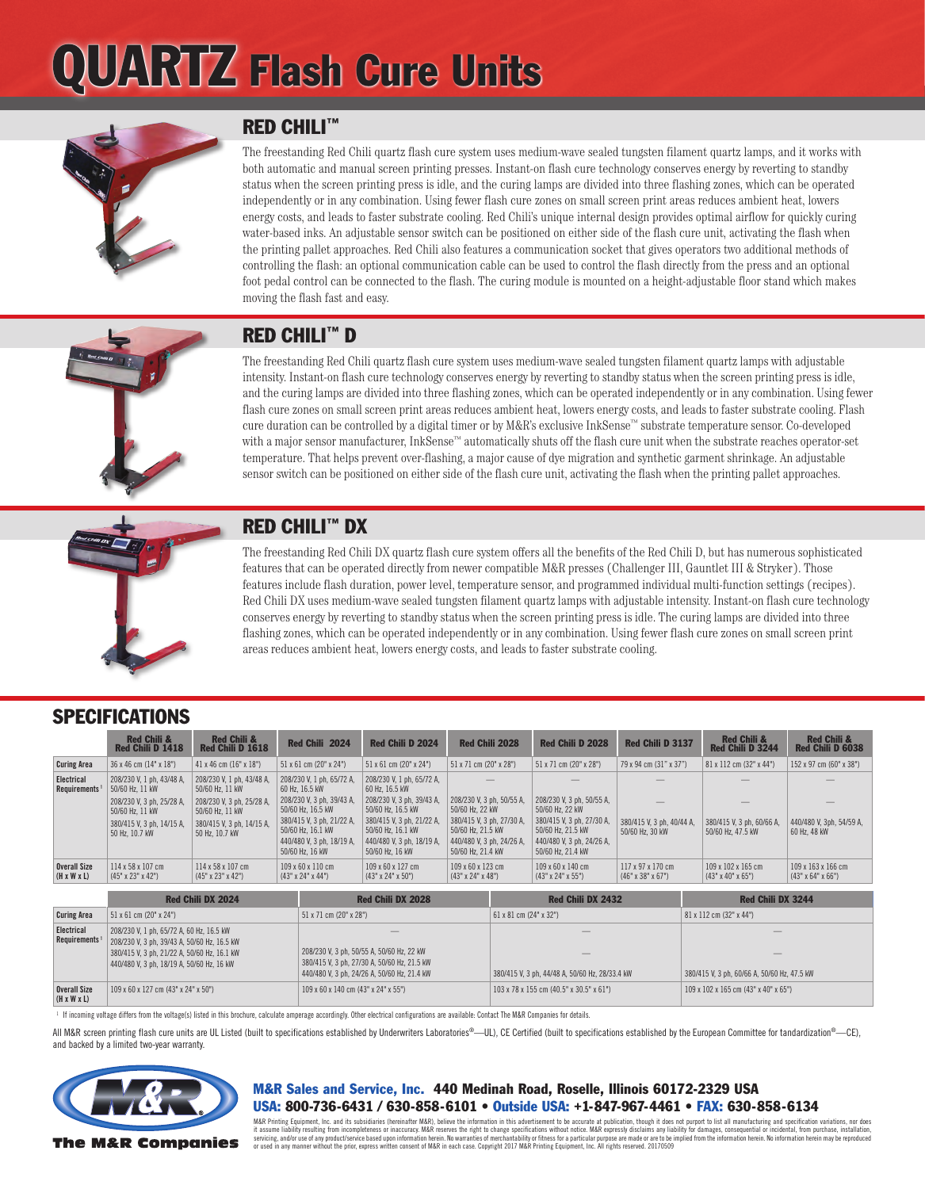# QUARTZ Flash Cure Units

## RED CHILI™

The freestanding Red Chili quartz flash cure system uses medium-wave sealed tungsten filament quartz lamps, and it works with both automatic and manual screen printing presses. Instant-on flash cure technology conserves energy by reverting to standby status when the screen printing press is idle, and the curing lamps are divided into three flashing zones, which can be operated independently or in any combination. Using fewer flash cure zones on small screen print areas reduces ambient heat, lowers energy costs, and leads to faster substrate cooling. Red Chili's unique internal design provides optimal airflow for quickly curing water-based inks. An adjustable sensor switch can be positioned on either side of the flash cure unit, activating the flash when the printing pallet approaches. Red Chili also features a communication socket that gives operators two additional methods of controlling the flash: an optional communication cable can be used to control the flash directly from the press and an optional foot pedal control can be connected to the flash. The curing module is mounted on a height-adjustable floor stand which makes moving the flash fast and easy.

## RED CHILI™ D

The freestanding Red Chili quartz flash cure system uses medium-wave sealed tungsten filament quartz lamps with adjustable intensity. Instant-on flash cure technology conserves energy by reverting to standby status when the screen printing press is idle, and the curing lamps are divided into three flashing zones, which can be operated independently or in any combination. Using fewer flash cure zones on small screen print areas reduces ambient heat, lowers energy costs, and leads to faster substrate cooling. Flash cure duration can be controlled by a digital timer or by M&R's exclusive InkSense™ substrate temperature sensor. Co-developed with a major sensor manufacturer, InkSense™ automatically shuts off the flash cure unit when the substrate reaches operator-set temperature. That helps prevent over-flashing, a major cause of dye migration and synthetic garment shrinkage. An adjustable sensor switch can be positioned on either side of the flash cure unit, activating the flash when the printing pallet approaches.

## RED CHILI™ DX

The freestanding Red Chili DX quartz flash cure system offers all the benefits of the Red Chili D, but has numerous sophisticated features that can be operated directly from newer compatible M&R presses (Challenger III, Gauntlet III & Stryker). Those features include flash duration, power level, temperature sensor, and programmed individual multi-function settings (recipes). Red Chili DX uses medium-wave sealed tungsten filament quartz lamps with adjustable intensity. Instant-on flash cure technology conserves energy by reverting to standby status when the screen printing press is idle. The curing lamps are divided into three flashing zones, which can be operated independently or in any combination. Using fewer flash cure zones on small screen print areas reduces ambient heat, lowers energy costs, and leads to faster substrate cooling.

## SPECIFICATIONS

| | Red Chili & Red Chili D 1418 | Red Chili & Red Chili D 1618 | Red Chili 2024 | Red Chili D 2024 | Red Chili 2028 | Red Chili D 2028 | Red Chili D 3137 | Red Chili & Red Chili D 3244 | Red Chili & Red Chili D 6038 |
|---|---|---|---|---|---|---|---|---|---|
| **Curing Area** | 36 x 46 cm (14" x 18") | 41 x 46 cm (16" x 18") | 51 x 61 cm (20" x 24") | 51 x 61 cm (20" x 24") | 51 x 71 cm (20" x 28") | 51 x 71 cm (20" x 28") | 79 x 94 cm (31" x 37") | 81 x 112 cm (32" x 44") | 152 x 97 cm (60" x 38") |
| **Electrical Requirements**[1] | 208/230 V, 1 ph, 43/48 A, 50/60 Hz, 11 kW<br>208/230 V, 3 ph, 25/28 A, 50/60 Hz, 11 kW<br>380/415 V, 3 ph, 14/15 A, 50 Hz, 10.7 kW | 208/230 V, 1 ph, 43/48 A, 50/60 Hz, 11 kW<br>208/230 V, 3 ph, 25/28 A, 50/60 Hz, 11 kW<br>380/415 V, 3 ph, 14/15 A, 50 Hz, 10.7 kW | 208/230 V, 1 ph, 65/72 A, 60 Hz, 16.5 kW<br>208/230 V, 3 ph, 39/43 A, 50/60 Hz, 16.5 kW<br>380/415 V, 3 ph, 21/22 A, 50/60 Hz, 16.1 kW<br>440/480 V, 3 ph, 18/19 A, 50/60 Hz, 16 kW | 208/230 V, 1 ph, 65/72 A, 60 Hz, 16.5 kW<br>208/230 V, 3 ph, 39/43 A, 50/60 Hz, 16.5 kW<br>380/415 V, 3 ph, 21/22 A, 50/60 Hz, 16.1 kW<br>440/480 V, 3 ph, 18/19 A, 50/60 Hz, 16 kW | —<br>208/230 V, 3 ph, 50/55 A, 50/60 Hz, 22 kW<br>380/415 V, 3 ph, 27/30 A, 50/60 Hz, 21.5 kW<br>440/480 V, 3 ph, 24/26 A, 50/60 Hz, 21.4 kW | —<br>208/230 V, 3 ph, 50/55 A, 50/60 Hz, 22 kW<br>380/415 V, 3 ph, 27/30 A, 50/60 Hz, 21.5 kW<br>440/480 V, 3 ph, 24/26 A, 50/60 Hz, 21.4 kW | —<br>—<br>380/415 V, 3 ph, 40/44 A, 50/60 Hz, 30 kW | —<br>—<br>380/415 V, 3 ph, 60/66 A, 50/60 Hz, 47.5 kW | —<br>—<br>440/480 V, 3ph, 54/59 A, 60 Hz, 48 kW |
| **Overall Size (H x W x L)** | 114 x 58 x 107 cm (45" x 23" x 42") | 114 x 58 x 107 cm (45" x 23" x 42") | 109 x 60 x 110 cm (43" x 24" x 44") | 109 x 60 x 127 cm (43" x 24" x 50") | 109 x 60 x 123 cm (43" x 24" x 48") | 109 x 60 x 140 cm (43" x 24" x 55") | 117 x 97 x 170 cm (46" x 38" x 67") | 109 x 102 x 165 cm (43" x 40" x 65") | 109 x 163 x 166 cm (43" x 64" x 66") |

| | Red Chili DX 2024 | Red Chili DX 2028 | Red Chili DX 2432 | Red Chili DX 3244 |
|---|---|---|---|---|
| **Curing Area** | 51 x 61 cm (20" x 24") | 51 x 71 cm (20" x 28") | 61 x 81 cm (24" x 32") | 81 x 112 cm (32" x 44") |
| **Electrical Requirements**[1] | 208/230 V, 1 ph, 65/72 A, 60 Hz, 16.5 kW<br>208/230 V, 3 ph, 39/43 A, 50/60 Hz, 16.5 kW<br>380/415 V, 3 ph, 21/22 A, 50/60 Hz, 16.1 kW<br>440/480 V, 3 ph, 18/19 A, 50/60 Hz, 16 kW | —<br>208/230 V, 3 ph, 50/55 A, 50/60 Hz, 22 kW<br>380/415 V, 3 ph, 27/30 A, 50/60 Hz, 21.5 kW<br>440/480 V, 3 ph, 24/26 A, 50/60 Hz, 21.4 kW | —<br>—<br>380/415 V, 3 ph, 44/48 A, 50/60 Hz, 28/33.4 kW | —<br>—<br>380/415 V, 3 ph, 60/66 A, 50/60 Hz, 47.5 kW |
| **Overall Size (H x W x L)** | 109 x 60 x 127 cm (43" x 24" x 50") | 109 x 60 x 140 cm (43" x 24" x 55") | 103 x 78 x 155 cm (40.5" x 30.5" x 61") | 109 x 102 x 165 cm (43" x 40" x 65") |

[1] If incoming voltage differs from the voltage(s) listed in this brochure, calculate amperage accordingly. Other electrical configurations are available: Contact The M&R Companies for details.

All M&R screen printing flash cure units are UL Listed (built to specifications established by Underwriters Laboratories®—UL), CE Certified (built to specifications established by the European Committee for tandardization®—CE), and backed by a limited two-year warranty.

The M&R Companies

**M&R Sales and Service, Inc.** 440 Medinah Road, Roselle, Illinois 60172-2329 USA
**USA:** 800-736-6431 / 630-858-6101 • **Outside USA:** +1-847-967-4461 • **FAX:** 630-858-6134

M&R Printing Equipment, Inc. and its subsidiaries (hereinafter M&R), believe the information in this advertisement to be accurate at publication, though it does not purport to list all manufacturing and specification variations, nor does it assume liability resulting from incompleteness or inaccuracy. M&R reserves the right to change specifications without notice. M&R expressly disclaims any liability for damages, consequential or incidental, from purchase, installation, servicing, and/or use of any product/service based upon information herein. No warranties of merchantability or fitness for a particular purpose are made or are to be implied from the information herein. No information herein may be reproduced or used in any manner without the prior, express written consent of M&R in each case. Copyright 2017 M&R Printing Equipment, Inc. All rights reserved. 20170509